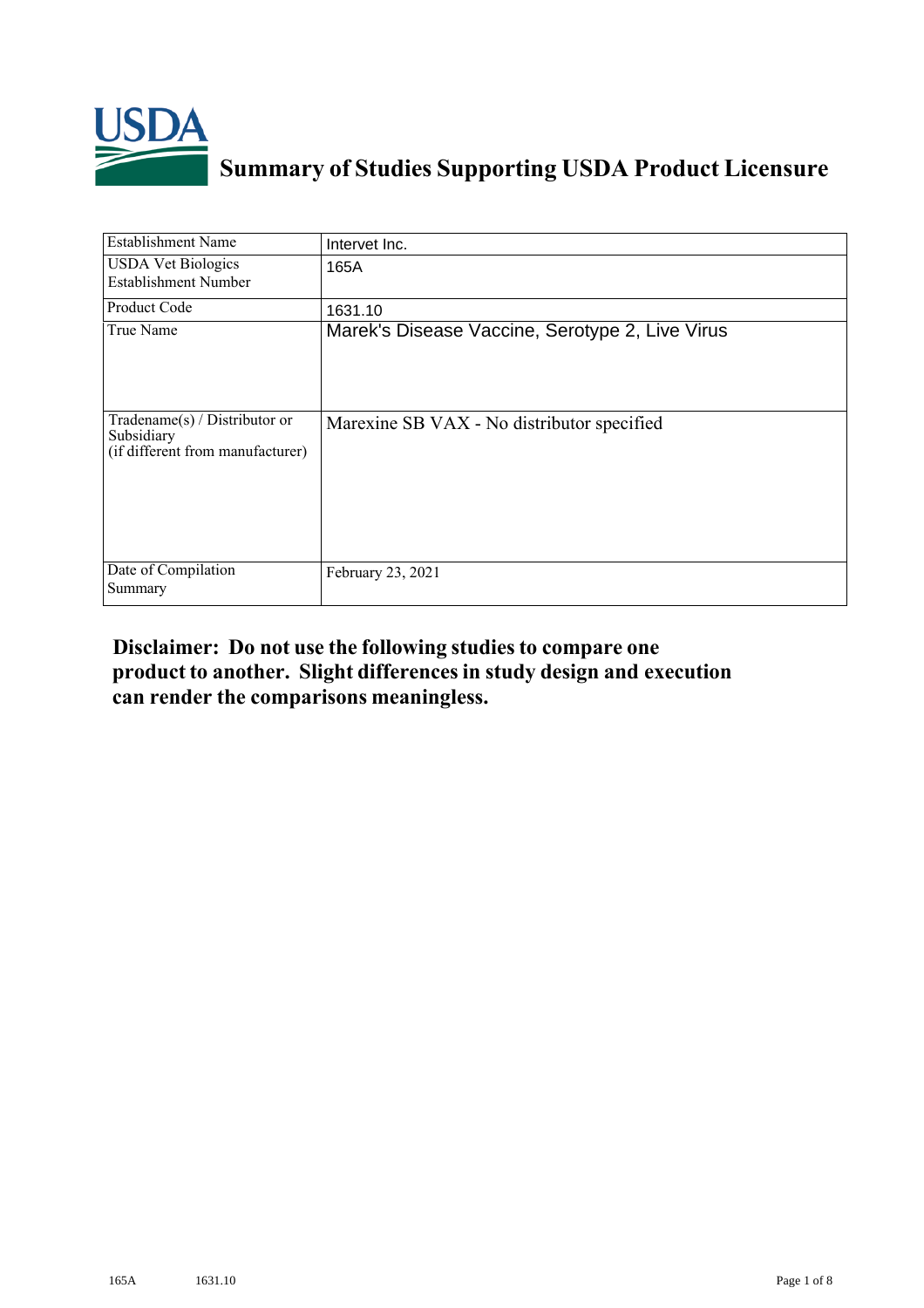# Summary of Studies Supporting USDA Product Licensure

| | |
|---|---|
| Establishment Name | Intervet Inc. |
| USDA Vet Biologics Establishment Number | 165A |
| Product Code | 1631.10 |
| True Name | Marek's Disease Vaccine, Serotype 2, Live Virus |
| Tradename(s) / Distributor or Subsidiary (if different from manufacturer) | Marexine SB VAX - No distributor specified |
| Date of Compilation Summary | February 23, 2021 |

**Disclaimer: Do not use the following studies to compare one product to another. Slight differences in study design and execution can render the comparisons meaningless.**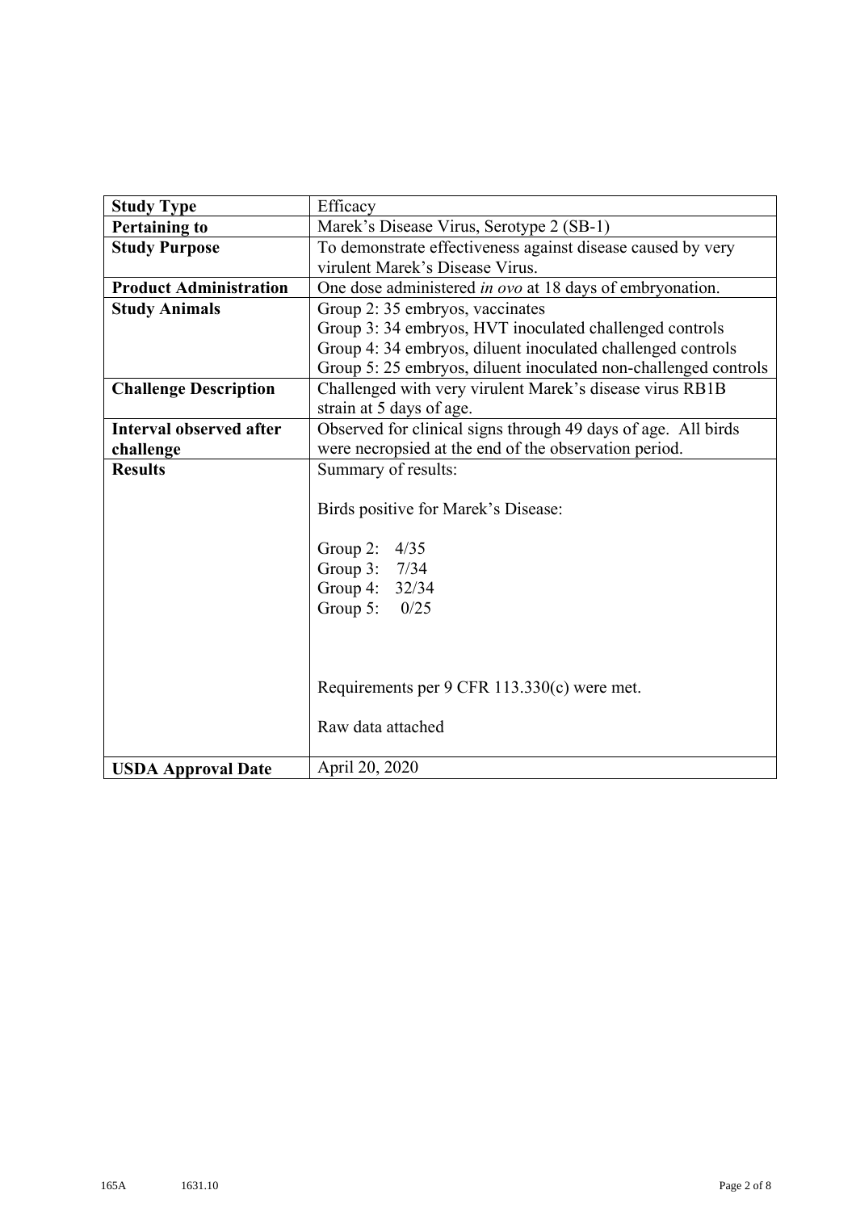| **Study Type** | Efficacy |
| --- | --- |
| **Pertaining to** | Marek's Disease Virus, Serotype 2 (SB-1) |
| **Study Purpose** | To demonstrate effectiveness against disease caused by very virulent Marek's Disease Virus. |
| **Product Administration** | One dose administered *in ovo* at 18 days of embryonation. |
| **Study Animals** | Group 2: 35 embryos, vaccinates<br>Group 3: 34 embryos, HVT inoculated challenged controls<br>Group 4: 34 embryos, diluent inoculated challenged controls<br>Group 5: 25 embryos, diluent inoculated non-challenged controls |
| **Challenge Description** | Challenged with very virulent Marek's disease virus RB1B strain at 5 days of age. |
| **Interval observed after challenge** | Observed for clinical signs through 49 days of age. All birds were necropsied at the end of the observation period. |
| **Results** | Summary of results:<br><br>Birds positive for Marek's Disease:<br><br>Group 2: 4/35<br>Group 3: 7/34<br>Group 4: 32/34<br>Group 5: 0/25<br><br>Requirements per 9 CFR 113.330(c) were met.<br><br>Raw data attached |
| **USDA Approval Date** | April 20, 2020 |

165A 1631.10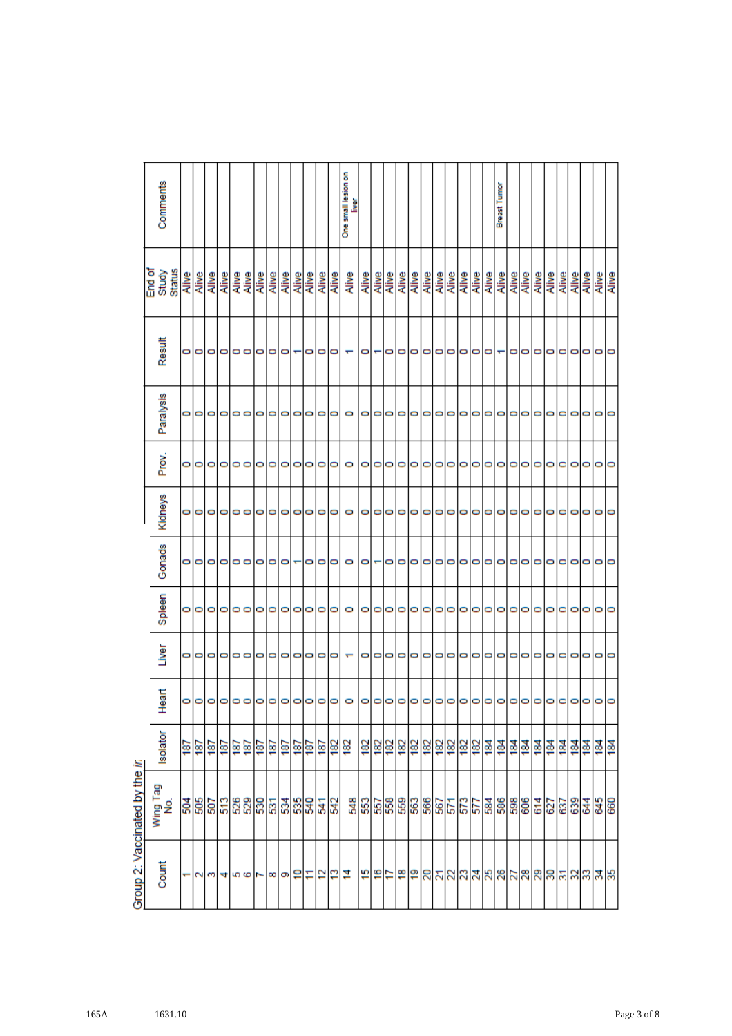Group 2: Vaccinated by the in

| Count | Wing Tag No. | Isolator | Heart | Liver | Spleen | Gonads | Kidneys | Prov. | Paralysis | Result | End of Study Status | Comments |
|---|---|---|---|---|---|---|---|---|---|---|---|---|
| 1 | 504 | 187 | 0 | 0 | 0 | 0 | 0 | 0 | 0 | 0 | Alive | |
| 2 | 505 | 187 | 0 | 0 | 0 | 0 | 0 | 0 | 0 | 0 | Alive | |
| 3 | 507 | 187 | 0 | 0 | 0 | 0 | 0 | 0 | 0 | 0 | Alive | |
| 4 | 513 | 187 | 0 | 0 | 0 | 0 | 0 | 0 | 0 | 0 | Alive | |
| 5 | 526 | 187 | 0 | 0 | 0 | 0 | 0 | 0 | 0 | 0 | Alive | |
| 6 | 529 | 187 | 0 | 0 | 0 | 0 | 0 | 0 | 0 | 0 | Alive | |
| 7 | 530 | 187 | 0 | 0 | 0 | 0 | 0 | 0 | 0 | 0 | Alive | |
| 8 | 531 | 187 | 0 | 0 | 0 | 0 | 0 | 0 | 0 | 0 | Alive | |
| 9 | 534 | 187 | 0 | 0 | 0 | 0 | 0 | 0 | 0 | 0 | Alive | |
| 10 | 535 | 187 | 0 | 0 | 0 | 1 | 0 | 0 | 0 | 1 | Alive | |
| 11 | 540 | 187 | 0 | 0 | 0 | 0 | 0 | 0 | 0 | 0 | Alive | |
| 12 | 541 | 187 | 0 | 0 | 0 | 0 | 0 | 0 | 0 | 0 | Alive | |
| 13 | 542 | 182 | 0 | 0 | 0 | 0 | 0 | 0 | 0 | 0 | Alive | |
| 14 | 548 | 182 | 0 | 1 | 0 | 0 | 0 | 0 | 0 | 1 | Alive | One small lesion on liver |
| 15 | 553 | 182 | 0 | 0 | 0 | 0 | 0 | 0 | 0 | 0 | Alive | |
| 16 | 557 | 182 | 0 | 0 | 0 | 1 | 0 | 0 | 0 | 1 | Alive | |
| 17 | 558 | 182 | 0 | 0 | 0 | 0 | 0 | 0 | 0 | 0 | Alive | |
| 18 | 559 | 182 | 0 | 0 | 0 | 0 | 0 | 0 | 0 | 0 | Alive | |
| 19 | 563 | 182 | 0 | 0 | 0 | 0 | 0 | 0 | 0 | 0 | Alive | |
| 20 | 566 | 182 | 0 | 0 | 0 | 0 | 0 | 0 | 0 | 0 | Alive | |
| 21 | 567 | 182 | 0 | 0 | 0 | 0 | 0 | 0 | 0 | 0 | Alive | |
| 22 | 571 | 182 | 0 | 0 | 0 | 0 | 0 | 0 | 0 | 0 | Alive | |
| 23 | 573 | 182 | 0 | 0 | 0 | 0 | 0 | 0 | 0 | 0 | Alive | |
| 24 | 577 | 182 | 0 | 0 | 0 | 0 | 0 | 0 | 0 | 0 | Alive | |
| 25 | 584 | 184 | 0 | 0 | 0 | 0 | 0 | 0 | 0 | 0 | Alive | |
| 26 | 586 | 184 | 0 | 0 | 0 | 0 | 0 | 0 | 0 | 1 | Alive | Breast Tumor |
| 27 | 598 | 184 | 0 | 0 | 0 | 0 | 0 | 0 | 0 | 0 | Alive | |
| 28 | 606 | 184 | 0 | 0 | 0 | 0 | 0 | 0 | 0 | 0 | Alive | |
| 29 | 614 | 184 | 0 | 0 | 0 | 0 | 0 | 0 | 0 | 0 | Alive | |
| 30 | 627 | 184 | 0 | 0 | 0 | 0 | 0 | 0 | 0 | 0 | Alive | |
| 31 | 637 | 184 | 0 | 0 | 0 | 0 | 0 | 0 | 0 | 0 | Alive | |
| 32 | 639 | 184 | 0 | 0 | 0 | 0 | 0 | 0 | 0 | 0 | Alive | |
| 33 | 644 | 184 | 0 | 0 | 0 | 0 | 0 | 0 | 0 | 0 | Alive | |
| 34 | 645 | 184 | 0 | 0 | 0 | 0 | 0 | 0 | 0 | 0 | Alive | |
| 35 | 660 | 184 | 0 | 0 | 0 | 0 | 0 | 0 | 0 | 0 | Alive | |

165A 1631.10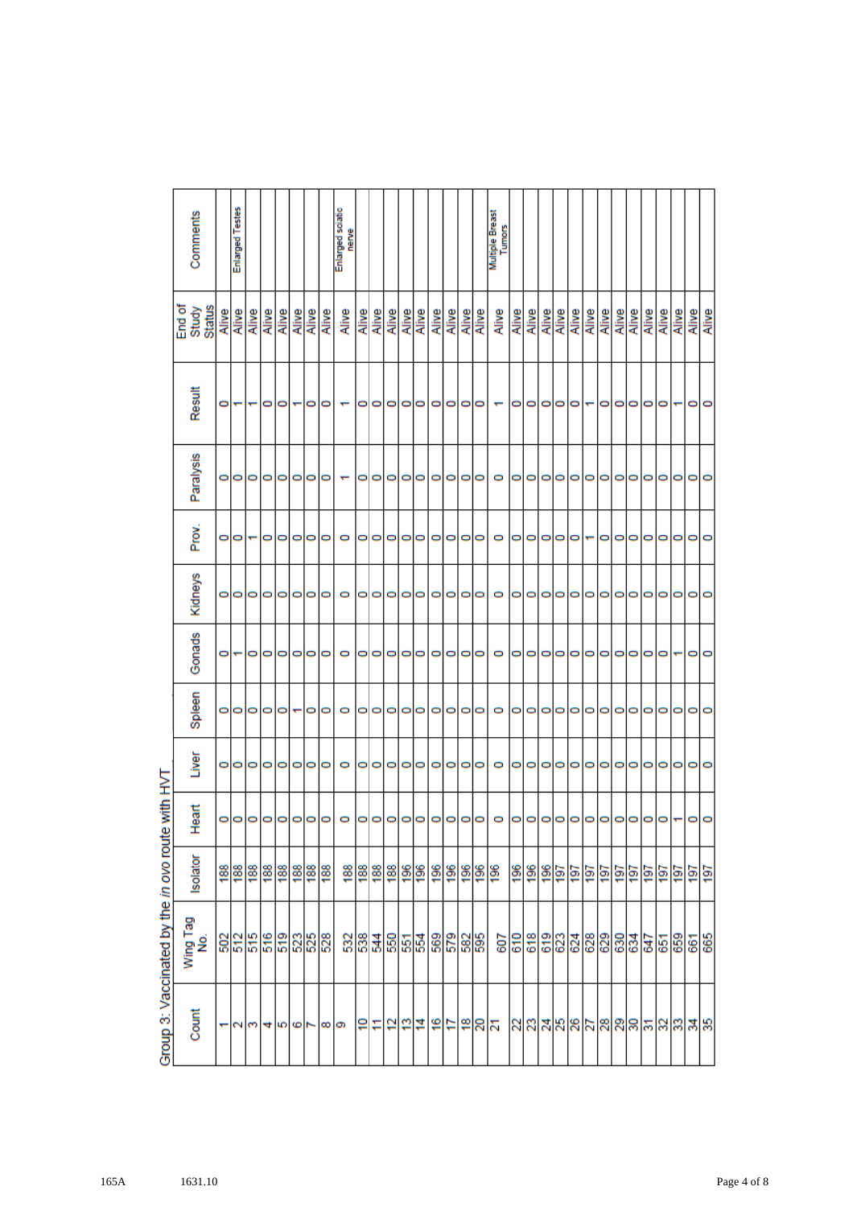Group 3: Vaccinated by the *in ovo* route with HVT

| Count | Wing Tag No. | Isolator | Heart | Liver | Spleen | Gonads | Kidneys | Prov. | Paralysis | Result | End of Study Status | Comments |
|---|---|---|---|---|---|---|---|---|---|---|---|---|
| 1 | 502 | 188 | 0 | 0 | 0 | 0 | 0 | 0 | 0 | 0 | Alive | |
| 2 | 512 | 188 | 0 | 0 | 0 | 1 | 0 | 0 | 0 | 1 | Alive | Enlarged Testes |
| 3 | 515 | 188 | 0 | 0 | 0 | 0 | 0 | 1 | 0 | 1 | Alive | |
| 4 | 516 | 188 | 0 | 0 | 0 | 0 | 0 | 0 | 0 | 0 | Alive | |
| 5 | 519 | 188 | 0 | 0 | 0 | 0 | 0 | 0 | 0 | 0 | Alive | |
| 6 | 523 | 188 | 0 | 0 | 1 | 0 | 0 | 0 | 0 | 1 | Alive | |
| 7 | 525 | 188 | 0 | 0 | 0 | 0 | 0 | 0 | 0 | 0 | Alive | |
| 8 | 528 | 188 | 0 | 0 | 0 | 0 | 0 | 0 | 0 | 0 | Alive | |
| 9 | 532 | 188 | 0 | 0 | 0 | 0 | 0 | 0 | 1 | 1 | Alive | Enlarged sciatic nerve |
| 10 | 538 | 188 | 0 | 0 | 0 | 0 | 0 | 0 | 0 | 0 | Alive | |
| 11 | 544 | 188 | 0 | 0 | 0 | 0 | 0 | 0 | 0 | 0 | Alive | |
| 12 | 550 | 188 | 0 | 0 | 0 | 0 | 0 | 0 | 0 | 0 | Alive | |
| 13 | 551 | 196 | 0 | 0 | 0 | 0 | 0 | 0 | 0 | 0 | Alive | |
| 14 | 554 | 196 | 0 | 0 | 0 | 0 | 0 | 0 | 0 | 0 | Alive | |
| 16 | 569 | 196 | 0 | 0 | 0 | 0 | 0 | 0 | 0 | 0 | Alive | |
| 17 | 579 | 196 | 0 | 0 | 0 | 0 | 0 | 0 | 0 | 0 | Alive | |
| 18 | 582 | 196 | 0 | 0 | 0 | 0 | 0 | 0 | 0 | 0 | Alive | |
| 20 | 595 | 196 | 0 | 0 | 0 | 0 | 0 | 0 | 0 | 0 | Alive | |
| 21 | 607 | 196 | 0 | 0 | 0 | 0 | 0 | 0 | 0 | 1 | Alive | Multiple Breast Tumors |
| 22 | 610 | 196 | 0 | 0 | 0 | 0 | 0 | 0 | 0 | 0 | Alive | |
| 23 | 618 | 196 | 0 | 0 | 0 | 0 | 0 | 0 | 0 | 0 | Alive | |
| 24 | 619 | 196 | 0 | 0 | 0 | 0 | 0 | 0 | 0 | 0 | Alive | |
| 25 | 623 | 197 | 0 | 0 | 0 | 0 | 0 | 0 | 0 | 0 | Alive | |
| 26 | 624 | 197 | 0 | 0 | 0 | 0 | 0 | 0 | 0 | 0 | Alive | |
| 27 | 628 | 197 | 0 | 0 | 0 | 0 | 0 | 1 | 0 | 1 | Alive | |
| 28 | 629 | 197 | 0 | 0 | 0 | 0 | 0 | 0 | 0 | 0 | Alive | |
| 29 | 630 | 197 | 0 | 0 | 0 | 0 | 0 | 0 | 0 | 0 | Alive | |
| 30 | 634 | 197 | 0 | 0 | 0 | 0 | 0 | 0 | 0 | 0 | Alive | |
| 31 | 647 | 197 | 0 | 0 | 0 | 0 | 0 | 0 | 0 | 0 | Alive | |
| 32 | 651 | 197 | 0 | 0 | 0 | 0 | 0 | 0 | 0 | 0 | Alive | |
| 33 | 659 | 197 | 1 | 0 | 0 | 1 | 0 | 0 | 0 | 1 | Alive | |
| 34 | 661 | 197 | 0 | 0 | 0 | 0 | 0 | 0 | 0 | 0 | Alive | |
| 35 | 665 | 197 | 0 | 0 | 0 | 0 | 0 | 0 | 0 | 0 | Alive | |

165A 1631.10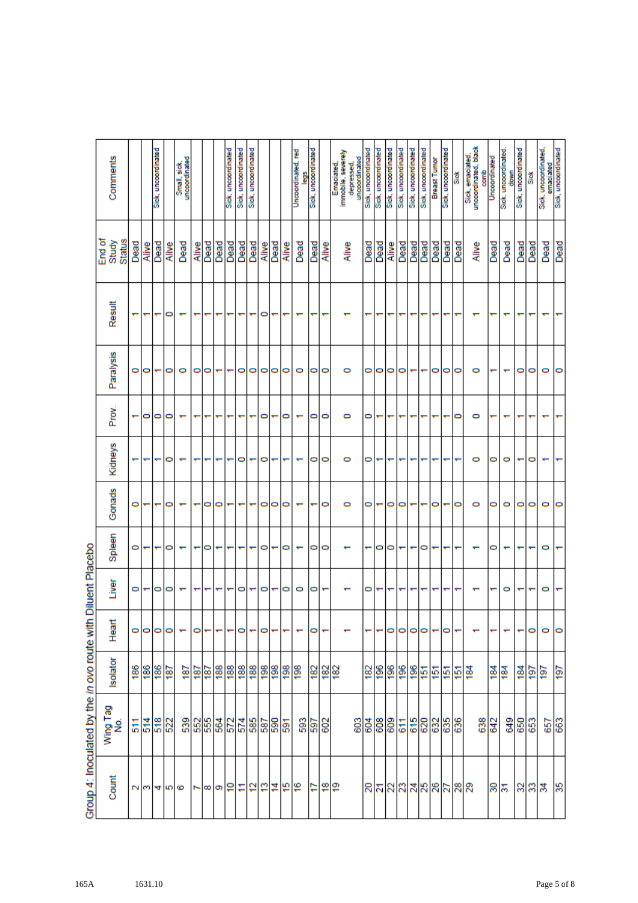Group 4: Inoculated by the *in ovo* route with Diluent Placebo

| Count | Wing Tag No. | Isolator | Heart | Liver | Spleen | Gonads | Kidneys | Prov. | Paralysis | Result | End of Study Status | Comments |
|---|---|---|---|---|---|---|---|---|---|---|---|---|
| 2 | 511 | 186 | 0 | 0 | 0 | 0 | 1 | 1 | 0 | 1 | Dead | |
| 3 | 514 | 186 | 0 | 1 | 1 | 1 | 1 | 0 | 0 | 1 | Alive | |
| 4 | 518 | 186 | 0 | 0 | 1 | 1 | 1 | 0 | 1 | 1 | Dead | Sick, uncoordinated |
| 5 | 522 | 187 | 0 | 0 | 0 | 0 | 0 | 0 | 0 | 0 | Alive | |
| 6 | 539 | 187 | 1 | 1 | 1 | 1 | 1 | 1 | 0 | 1 | Dead | Small, sick, uncoordinated |
| 7 | 552 | 187 | 0 | 1 | 1 | 1 | 1 | 1 | 0 | 1 | Alive | |
| 8 | 555 | 187 | 1 | 1 | 0 | 0 | 1 | 1 | 0 | 1 | Dead | |
| 9 | 564 | 188 | 1 | 1 | 1 | 0 | 1 | 1 | 1 | 1 | Dead | |
| 10 | 572 | 188 | 1 | 1 | 1 | 1 | 1 | 1 | 1 | 1 | Dead | Sick, uncoordinated |
| 11 | 574 | 188 | 0 | 0 | 1 | 1 | 0 | 1 | 0 | 1 | Dead | Sick, uncoordinated |
| 12 | 585 | 188 | 1 | 1 | 1 | 1 | 1 | 1 | 0 | 1 | Dead | Sick, uncoordinated |
| 13 | 587 | 198 | 0 | 0 | 0 | 0 | 0 | 0 | 0 | 0 | Alive | |
| 14 | 590 | 198 | 1 | 1 | 1 | 0 | 1 | 1 | 0 | 1 | Dead | |
| 15 | 591 | 198 | 1 | 0 | 0 | 0 | 1 | 0 | 0 | 1 | Alive | |
| 16 | 593 | 198 | 1 | 0 | 1 | 1 | 1 | 1 | 0 | 1 | Dead | Uncoordinated, red legs |
| 17 | 597 | 182 | 0 | 0 | 0 | 1 | 0 | 0 | 0 | 1 | Dead | Sick, uncoordinated |
| 18 | 602 | 182 | 1 | 1 | 0 | 0 | 0 | 0 | 0 | 1 | Alive | |
| 19 | 603 | 182 | 1 | 1 | 1 | 0 | 0 | 0 | 0 | 1 | Alive | Emaciated, immobile, severely depressed, uncoordinated |
| 20 | 604 | 182 | 1 | 0 | 1 | 0 | 0 | 0 | 0 | 1 | Dead | Sick, uncoordinated |
| 21 | 608 | 196 | 1 | 1 | 0 | 1 | 1 | 1 | 0 | 1 | Dead | Sick, uncoordinated |
| 22 | 609 | 196 | 0 | 1 | 0 | 0 | 1 | 1 | 0 | 1 | Alive | Sick, uncoordinated |
| 23 | 611 | 196 | 0 | 1 | 1 | 0 | 1 | 1 | 0 | 1 | Dead | Sick, uncoordinated |
| 24 | 615 | 196 | 0 | 1 | 1 | 1 | 1 | 1 | 1 | 1 | Dead | Sick, uncoordinated |
| 25 | 620 | 151 | 0 | 1 | 0 | 1 | 1 | 1 | 1 | 1 | Dead | Sick, uncoordinated |
| 26 | 632 | 151 | 1 | 1 | 1 | 0 | 1 | 1 | 0 | 1 | Dead | Breast Tumor |
| 27 | 635 | 151 | 0 | 1 | 1 | 1 | 1 | 1 | 0 | 1 | Dead | Sick, uncoordinated |
| 28 | 636 | 151 | 1 | 1 | 1 | 0 | 1 | 0 | 0 | 1 | Dead | Sick |
| 29 | 638 | 184 | 1 | 1 | 1 | 0 | 0 | 0 | 0 | 1 | Alive | Sick, emaciated, uncoordinated, black comb |
| 30 | 642 | 184 | 1 | 1 | 0 | 0 | 0 | 1 | 1 | 1 | Dead | Uncoordinated |
| 31 | 649 | 184 | 1 | 0 | 1 | 0 | 0 | 1 | 1 | 1 | Dead | Sick, uncoordinated, down |
| 32 | 650 | 184 | 1 | 1 | 1 | 0 | 1 | 1 | 0 | 1 | Dead | Sick, uncoordinated |
| 33 | 653 | 197 | 0 | 1 | 1 | 0 | 0 | 1 | 0 | 1 | Dead | Sick |
| 34 | 657 | 197 | 0 | 0 | 0 | 0 | 1 | 1 | 0 | 1 | Dead | Sick, uncoordinated, emaciated |
| 35 | 663 | 197 | 0 | 1 | 1 | 0 | 1 | 1 | 0 | 1 | Dead | Sick, uncoordinated |

165A 1631.10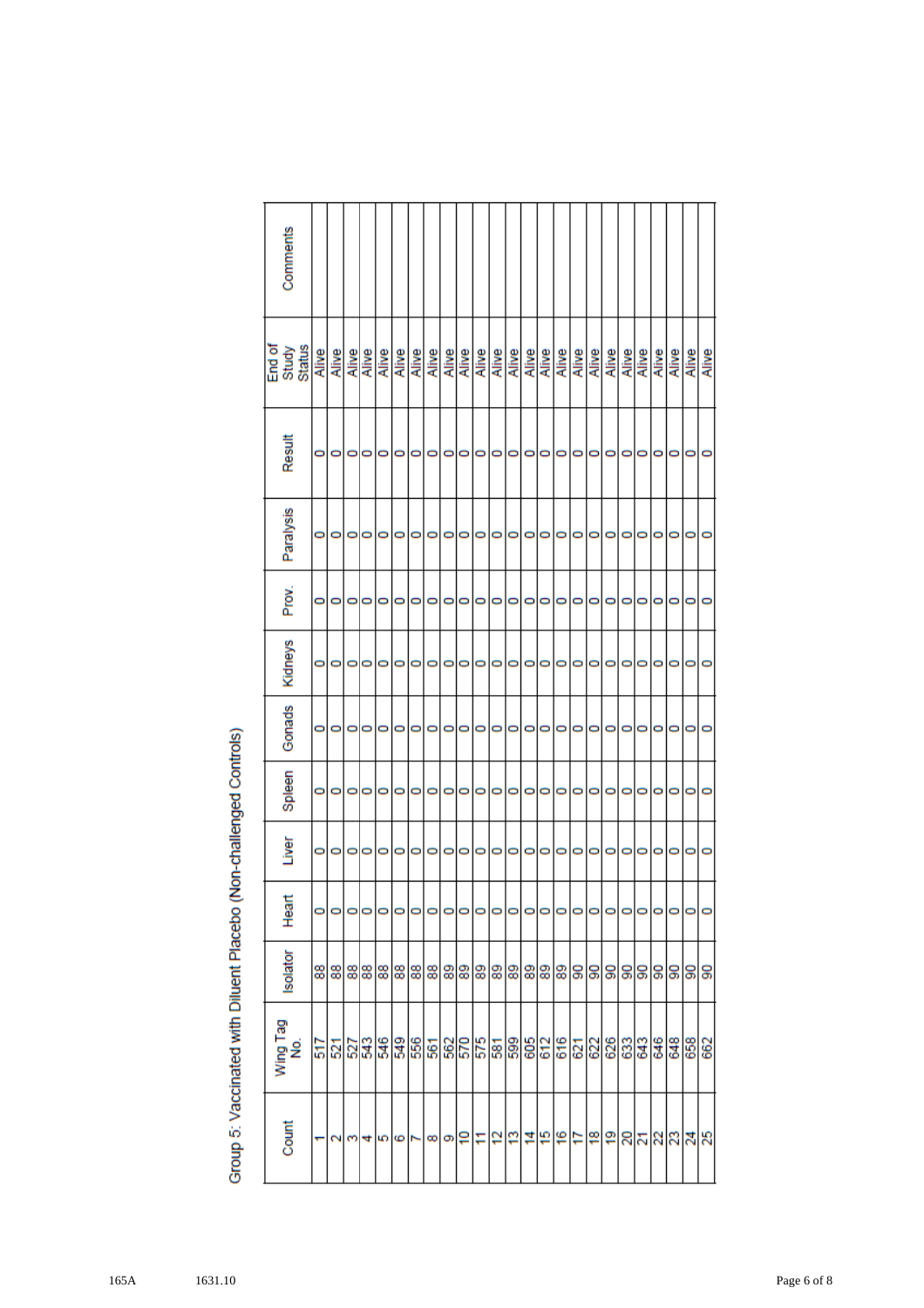Group 5: Vaccinated with Diluent Placebo (Non-challenged Controls)

| Count | Wing Tag No. | Isolator | Heart | Liver | Spleen | Gonads | Kidneys | Prov. | Paralysis | Result | End of Study Status | Comments |
|---|---|---|---|---|---|---|---|---|---|---|---|---|
| 1 | 517 | 88 | 0 | 0 | 0 | 0 | 0 | 0 | 0 | 0 | Alive | |
| 2 | 521 | 88 | 0 | 0 | 0 | 0 | 0 | 0 | 0 | 0 | Alive | |
| 3 | 527 | 88 | 0 | 0 | 0 | 0 | 0 | 0 | 0 | 0 | Alive | |
| 4 | 543 | 88 | 0 | 0 | 0 | 0 | 0 | 0 | 0 | 0 | Alive | |
| 5 | 546 | 88 | 0 | 0 | 0 | 0 | 0 | 0 | 0 | 0 | Alive | |
| 6 | 549 | 88 | 0 | 0 | 0 | 0 | 0 | 0 | 0 | 0 | Alive | |
| 7 | 556 | 88 | 0 | 0 | 0 | 0 | 0 | 0 | 0 | 0 | Alive | |
| 8 | 561 | 88 | 0 | 0 | 0 | 0 | 0 | 0 | 0 | 0 | Alive | |
| 9 | 562 | 89 | 0 | 0 | 0 | 0 | 0 | 0 | 0 | 0 | Alive | |
| 10 | 570 | 89 | 0 | 0 | 0 | 0 | 0 | 0 | 0 | 0 | Alive | |
| 11 | 575 | 89 | 0 | 0 | 0 | 0 | 0 | 0 | 0 | 0 | Alive | |
| 12 | 581 | 89 | 0 | 0 | 0 | 0 | 0 | 0 | 0 | 0 | Alive | |
| 13 | 599 | 89 | 0 | 0 | 0 | 0 | 0 | 0 | 0 | 0 | Alive | |
| 14 | 605 | 89 | 0 | 0 | 0 | 0 | 0 | 0 | 0 | 0 | Alive | |
| 15 | 612 | 89 | 0 | 0 | 0 | 0 | 0 | 0 | 0 | 0 | Alive | |
| 16 | 616 | 89 | 0 | 0 | 0 | 0 | 0 | 0 | 0 | 0 | Alive | |
| 17 | 621 | 90 | 0 | 0 | 0 | 0 | 0 | 0 | 0 | 0 | Alive | |
| 18 | 622 | 90 | 0 | 0 | 0 | 0 | 0 | 0 | 0 | 0 | Alive | |
| 19 | 626 | 90 | 0 | 0 | 0 | 0 | 0 | 0 | 0 | 0 | Alive | |
| 20 | 633 | 90 | 0 | 0 | 0 | 0 | 0 | 0 | 0 | 0 | Alive | |
| 21 | 643 | 90 | 0 | 0 | 0 | 0 | 0 | 0 | 0 | 0 | Alive | |
| 22 | 646 | 90 | 0 | 0 | 0 | 0 | 0 | 0 | 0 | 0 | Alive | |
| 23 | 648 | 90 | 0 | 0 | 0 | 0 | 0 | 0 | 0 | 0 | Alive | |
| 24 | 658 | 90 | 0 | 0 | 0 | 0 | 0 | 0 | 0 | 0 | Alive | |
| 25 | 662 | 90 | 0 | 0 | 0 | 0 | 0 | 0 | 0 | 0 | Alive | |

165A 1631.10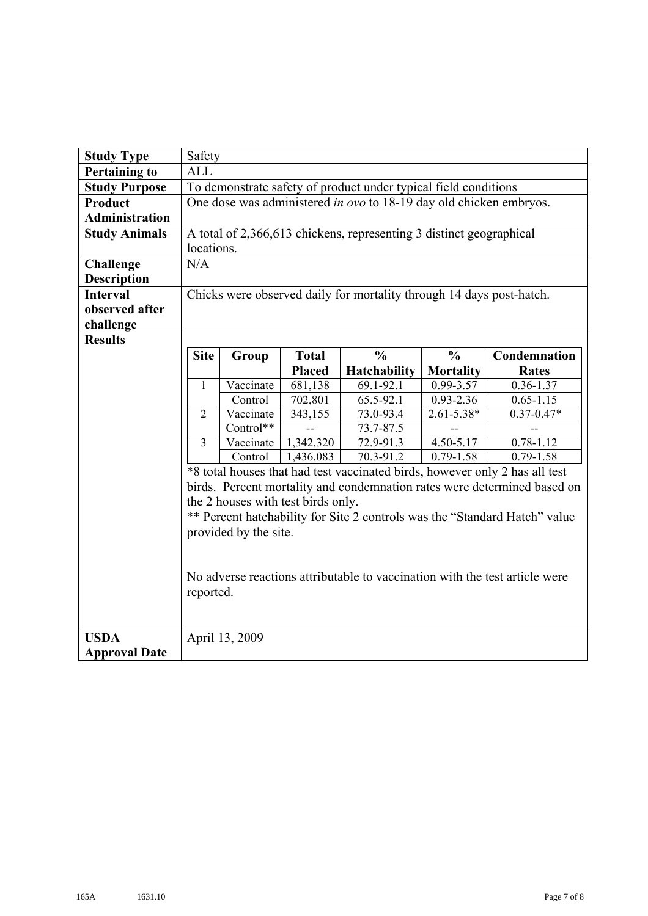| | |
|---|---|
| **Study Type** | Safety |
| **Pertaining to** | ALL |
| **Study Purpose** | To demonstrate safety of product under typical field conditions |
| **Product Administration** | One dose was administered *in ovo* to 18-19 day old chicken embryos. |
| **Study Animals** | A total of 2,366,613 chickens, representing 3 distinct geographical locations. |
| **Challenge Description** | N/A |
| **Interval observed after challenge** | Chicks were observed daily for mortality through 14 days post-hatch. |
| **Results** | See table below |
| **USDA Approval Date** | April 13, 2009 |

**Results**

| Site | Group | Total Placed | % Hatchability | % Mortality | Condemnation Rates |
|---|---|---|---|---|---|
| 1 | Vaccinate | 681,138 | 69.1-92.1 | 0.99-3.57 | 0.36-1.37 |
| | Control | 702,801 | 65.5-92.1 | 0.93-2.36 | 0.65-1.15 |
| 2 | Vaccinate | 343,155 | 73.0-93.4 | 2.61-5.38* | 0.37-0.47* |
| | Control** | -- | 73.7-87.5 | -- | -- |
| 3 | Vaccinate | 1,342,320 | 72.9-91.3 | 4.50-5.17 | 0.78-1.12 |
| | Control | 1,436,083 | 70.3-91.2 | 0.79-1.58 | 0.79-1.58 |

*8 total houses that had test vaccinated birds, however only 2 has all test birds. Percent mortality and condemnation rates were determined based on the 2 houses with test birds only.

** Percent hatchability for Site 2 controls was the "Standard Hatch" value provided by the site.

No adverse reactions attributable to vaccination with the test article were reported.

165A 1631.10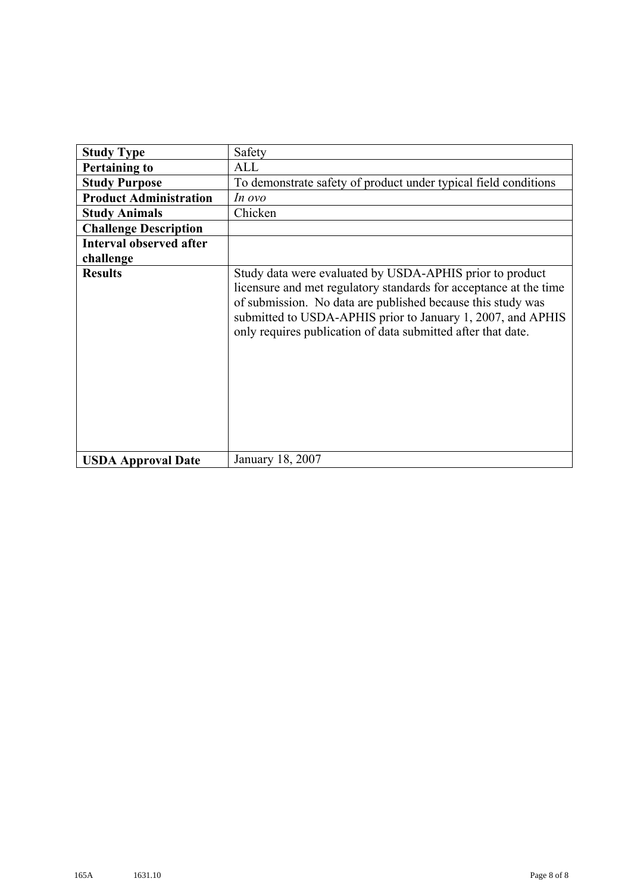| | |
|---|---|
| **Study Type** | Safety |
| **Pertaining to** | ALL |
| **Study Purpose** | To demonstrate safety of product under typical field conditions |
| **Product Administration** | *In ovo* |
| **Study Animals** | Chicken |
| **Challenge Description** | |
| **Interval observed after challenge** | |
| **Results** | Study data were evaluated by USDA-APHIS prior to product licensure and met regulatory standards for acceptance at the time of submission. No data are published because this study was submitted to USDA-APHIS prior to January 1, 2007, and APHIS only requires publication of data submitted after that date. |
| **USDA Approval Date** | January 18, 2007 |